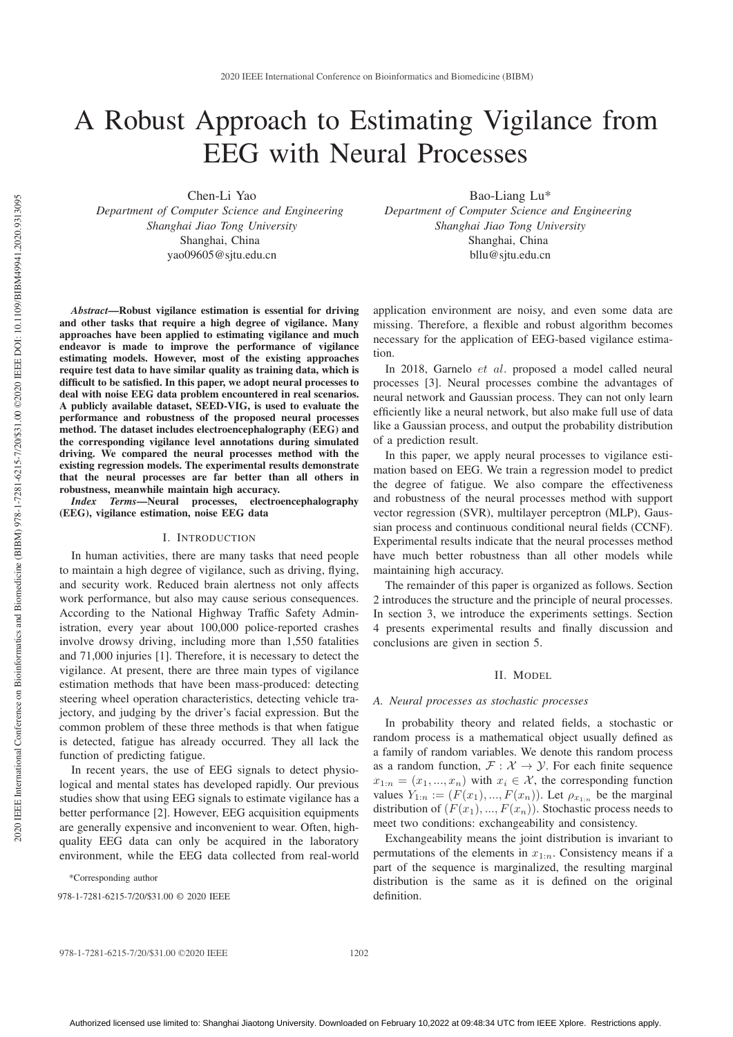// A Robust Approach to Estimating Vigilance from EEG with Neural Processes

Chen-Li Yao
*Department of Computer Science and Engineering*
*Shanghai Jiao Tong University*
Shanghai, China
yao09605@sjtu.edu.cn

Bao-Liang Lu*
*Department of Computer Science and Engineering*
*Shanghai Jiao Tong University*
Shanghai, China
bllu@sjtu.edu.cn

***Abstract*—Robust vigilance estimation is essential for driving and other tasks that require a high degree of vigilance. Many approaches have been applied to estimating vigilance and much endeavor is made to improve the performance of vigilance estimating models. However, most of the existing approaches require test data to have similar quality as training data, which is difficult to be satisfied. In this paper, we adopt neural processes to deal with noise EEG data problem encountered in real scenarios. A publicly available dataset, SEED-VIG, is used to evaluate the performance and robustness of the proposed neural processes method. The dataset includes electroencephalography (EEG) and the corresponding vigilance level annotations during simulated driving. We compared the neural processes method with the existing regression models. The experimental results demonstrate that the neural processes are far better than all others in robustness, meanwhile maintain high accuracy.**

***Index Terms*—Neural processes, electroencephalography (EEG), vigilance estimation, noise EEG data**

## I. Introduction

In human activities, there are many tasks that need people to maintain a high degree of vigilance, such as driving, flying, and security work. Reduced brain alertness not only affects work performance, but also may cause serious consequences. According to the National Highway Traffic Safety Administration, every year about 100,000 police-reported crashes involve drowsy driving, including more than 1,550 fatalities and 71,000 injuries [1]. Therefore, it is necessary to detect the vigilance. At present, there are three main types of vigilance estimation methods that have been mass-produced: detecting steering wheel operation characteristics, detecting vehicle trajectory, and judging by the driver's facial expression. But the common problem of these three methods is that when fatigue is detected, fatigue has already occurred. They all lack the function of predicting fatigue.

In recent years, the use of EEG signals to detect physiological and mental states has developed rapidly. Our previous studies show that using EEG signals to estimate vigilance has a better performance [2]. However, EEG acquisition equipments are generally expensive and inconvenient to wear. Often, high-quality EEG data can only be acquired in the laboratory environment, while the EEG data collected from real-world application environment are noisy, and even some data are missing. Therefore, a flexible and robust algorithm becomes necessary for the application of EEG-based vigilance estimation.

In 2018, Garnelo *et al.* proposed a model called neural processes [3]. Neural processes combine the advantages of neural network and Gaussian process. They can not only learn efficiently like a neural network, but also make full use of data like a Gaussian process, and output the probability distribution of a prediction result.

In this paper, we apply neural processes to vigilance estimation based on EEG. We train a regression model to predict the degree of fatigue. We also compare the effectiveness and robustness of the neural processes method with support vector regression (SVR), multilayer perceptron (MLP), Gaussian process and continuous conditional neural fields (CCNF). Experimental results indicate that the neural processes method have much better robustness than all other models while maintaining high accuracy.

The remainder of this paper is organized as follows. Section 2 introduces the structure and the principle of neural processes. In section 3, we introduce the experiments settings. Section 4 presents experimental results and finally discussion and conclusions are given in section 5.

*Corresponding author

978-1-7281-6215-7/20/$31.00 © 2020 IEEE

## II. Model

### A. Neural processes as stochastic processes

In probability theory and related fields, a stochastic or random process is a mathematical object usually defined as a family of random variables. We denote this random process as a random function, $\mathcal{F} : \mathcal{X} \rightarrow \mathcal{Y}$. For each finite sequence $x_{1:n} = (x_1, ..., x_n)$ with $x_i \in \mathcal{X}$, the corresponding function values $Y_{1:n} := (F(x_1), ..., F(x_n))$. Let $\rho_{x_{1:n}}$ be the marginal distribution of $(F(x_1), ..., F(x_n))$. Stochastic process needs to meet two conditions: exchangeability and consistency.

Exchangeability means the joint distribution is invariant to permutations of the elements in $x_{1:n}$. Consistency means if a part of the sequence is marginalized, the resulting marginal distribution is the same as it is defined on the original definition.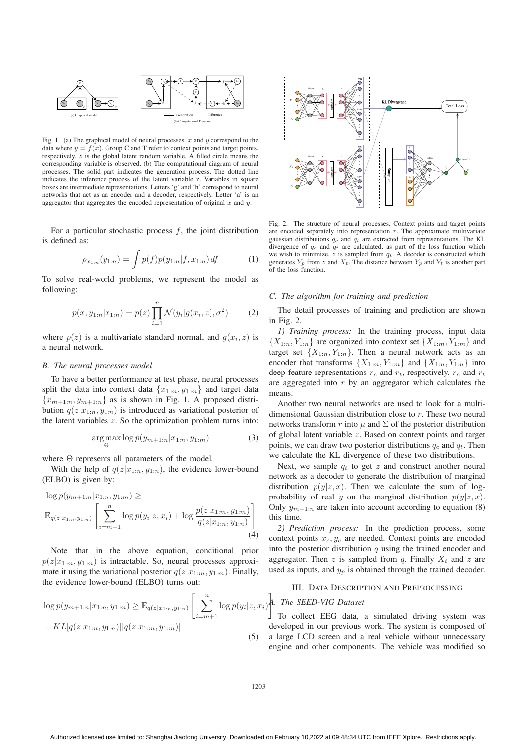Fig. 1. (a) The graphical model of neural processes. $x$ and $y$ correspond to the data where $y = f(x)$. Group C and T refer to context points and target points, respectively. $z$ is the global latent random variable. A filled circle means the corresponding variable is observed. (b) The computational diagram of neural processes. The solid part indicates the generation process. The dotted line indicates the inference process of the latent variable $z$. Variables in square boxes are intermediate representations. Letters 'g' and 'h' correspond to neural networks that act as an encoder and a decoder, respectively. Letter 'a' is an aggregator that aggregates the encoded representation of original $x$ and $y$.

For a particular stochastic process $f$, the joint distribution is defined as:

$$\rho_{x_{1:n}}(y_{1:n}) = \int p(f)p(y_{1:n}|f, x_{1:n})\, df \tag{1}$$

To solve real-world problems, we represent the model as following:

$$p(x, y_{1:n}|x_{1:n}) = p(z) \prod_{i=1}^{n} \mathcal{N}(y_i|g(x_i, z), \sigma^2) \tag{2}$$

where $p(z)$ is a multivariate standard normal, and $g(x_i, z)$ is a neural network.

### B. The neural processes model

To have a better performance at test phase, neural processes split the data into context data $\{x_{1:m}, y_{1:m}\}$ and target data $\{x_{m+1:n}, y_{m+1:n}\}$ as is shown in Fig. 1. A proposed distribution $q(z|x_{1:n}, y_{1:n})$ is introduced as variational posterior of the latent variables $z$. So the optimization problem turns into:

$$\arg\max_{\Theta} \log p(y_{m+1:n}|x_{1:n}, y_{1:m}) \tag{3}$$

where $\Theta$ represents all parameters of the model.

With the help of $q(z|x_{1:n}, y_{1:n})$, the evidence lower-bound (ELBO) is given by:

$$\log p(y_{m+1:n}|x_{1:n}, y_{1:m}) \geq \mathbb{E}_{q(z|x_{1:n}, y_{1:n})}\left[\sum_{i=m+1}^{n} \log p(y_i|z, x_i) + \log \frac{p(z|x_{1:m}, y_{1:m})}{q(z|x_{1:n}, y_{1:n})}\right] \tag{4}$$

Note that in the above equation, conditional prior $p(z|x_{1:m}, y_{1:m})$ is intractable. So, neural processes approximate it using the variational posterior $q(z|x_{1:m}, y_{1:m})$. Finally, the evidence lower-bound (ELBO) turns out:

$$\log p(y_{m+1:n}|x_{1:n}, y_{1:m}) \geq \mathbb{E}_{q(z|x_{1:n}, y_{1:n})}\left[\sum_{i=m+1}^{n} \log p(y_i|z, x_i)\right] - KL[q(z|x_{1:n}, y_{1:n})||q(z|x_{1:m}, y_{1:m})] \tag{5}$$

Fig. 2. The structure of neural processes. Context points and target points are encoded separately into representation $r$. The approximate multivariate gaussian distributions $q_c$ and $q_t$ are extracted from representations. The KL divergence of $q_c$ and $q_t$ are calculated, as part of the loss function which we wish to minimize. $z$ is sampled from $q_t$. A decoder is constructed which generates $Y_p$ from $z$ and $X_t$. The distance between $Y_p$ and $Y_t$ is another part of the loss function.

### C. The algorithm for training and prediction

The detail processes of training and prediction are shown in Fig. 2.

*1) Training process:* In the training process, input data $\{X_{1:n}, Y_{1:n}\}$ are organized into context set $\{X_{1:m}, Y_{1:m}\}$ and target set $\{X_{1:n}, Y_{1:n}\}$. Then a neural network acts as an encoder that transforms $\{X_{1:m}, Y_{1:m}\}$ and $\{X_{1:n}, Y_{1:n}\}$ into deep feature representations $r_c$ and $r_t$, respectively. $r_c$ and $r_t$ are aggregated into $r$ by an aggregator which calculates the means.

Another two neural networks are used to look for a multi-dimensional Gaussian distribution close to $r$. These two neural networks transform $r$ into $\mu$ and $\Sigma$ of the posterior distribution of global latent variable $z$. Based on context points and target points, we can draw two posterior distributions $q_c$ and $q_t$. Then we calculate the KL divergence of these two distributions.

Next, we sample $q_t$ to get $z$ and construct another neural network as a decoder to generate the distribution of marginal distribution $p(y|z, x)$. Then we calculate the sum of log-probability of real $y$ on the marginal distribution $p(y|z, x)$. Only $y_{m+1:n}$ are taken into account according to equation (8) this time.

*2) Prediction process:* In the prediction process, some context points $x_c, y_c$ are needed. Context points are encoded into the posterior distribution $q$ using the trained encoder and aggregator. Then $z$ is sampled from $q$. Finally $X_t$ and $z$ are used as inputs, and $y_p$ is obtained through the trained decoder.

## III. Data Description and Preprocessing

### A. The SEED-VIG Dataset

To collect EEG data, a simulated driving system was developed in our previous work. The system is composed of a large LCD screen and a real vehicle without unnecessary engine and other components. The vehicle was modified so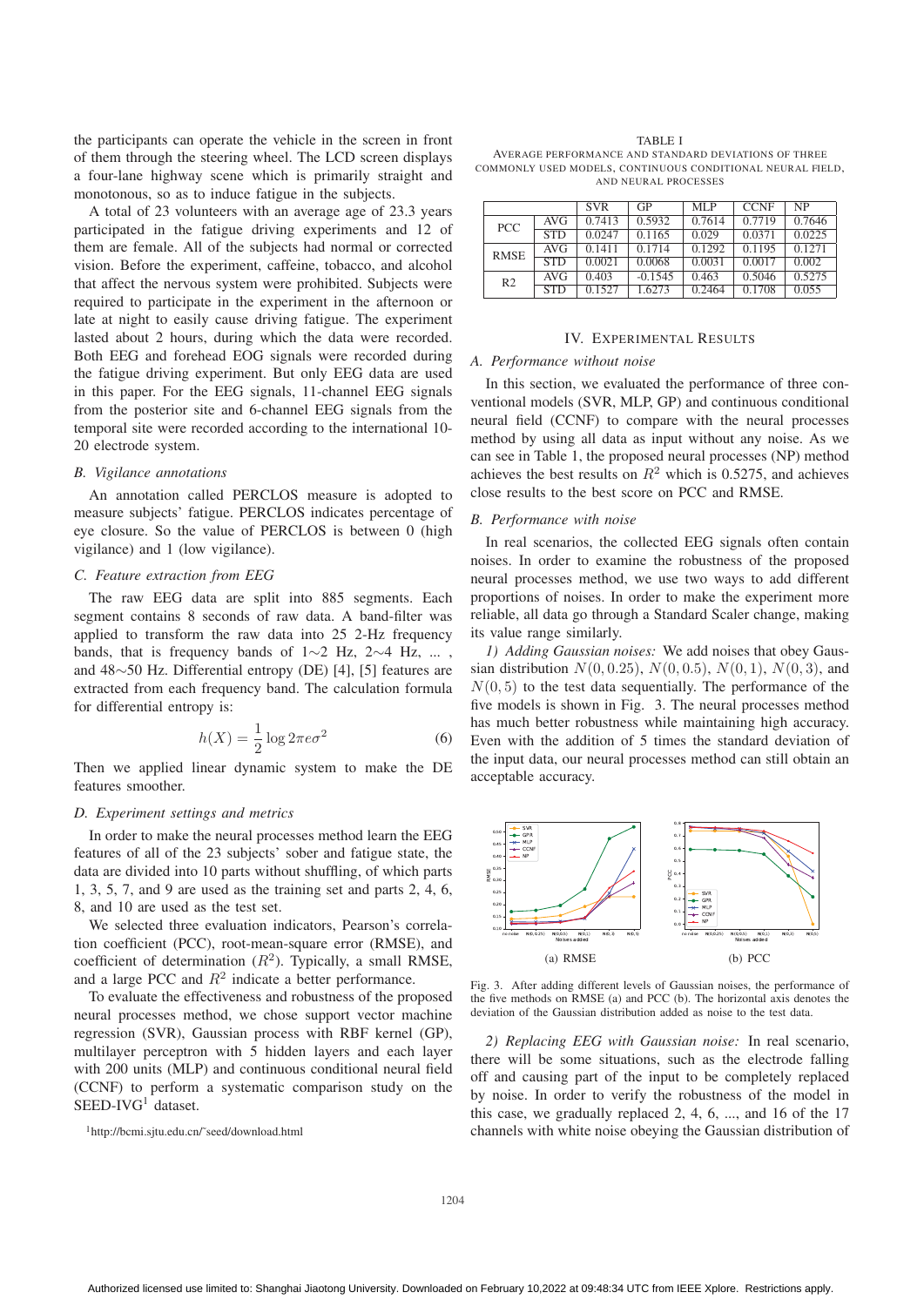the participants can operate the vehicle in the screen in front of them through the steering wheel. The LCD screen displays a four-lane highway scene which is primarily straight and monotonous, so as to induce fatigue in the subjects.

A total of 23 volunteers with an average age of 23.3 years participated in the fatigue driving experiments and 12 of them are female. All of the subjects had normal or corrected vision. Before the experiment, caffeine, tobacco, and alcohol that affect the nervous system were prohibited. Subjects were required to participate in the experiment in the afternoon or late at night to easily cause driving fatigue. The experiment lasted about 2 hours, during which the data were recorded. Both EEG and forehead EOG signals were recorded during the fatigue driving experiment. But only EEG data are used in this paper. For the EEG signals, 11-channel EEG signals from the posterior site and 6-channel EEG signals from the temporal site were recorded according to the international 10-20 electrode system.

### B. Vigilance annotations

An annotation called PERCLOS measure is adopted to measure subjects' fatigue. PERCLOS indicates percentage of eye closure. So the value of PERCLOS is between 0 (high vigilance) and 1 (low vigilance).

### C. Feature extraction from EEG

The raw EEG data are split into 885 segments. Each segment contains 8 seconds of raw data. A band-filter was applied to transform the raw data into 25 2-Hz frequency bands, that is frequency bands of 1∼2 Hz, 2∼4 Hz, ... , and 48∼50 Hz. Differential entropy (DE) [4], [5] features are extracted from each frequency band. The calculation formula for differential entropy is:

$$h(X) = \frac{1}{2} \log 2\pi e \sigma^2 \tag{6}$$

Then we applied linear dynamic system to make the DE features smoother.

### D. Experiment settings and metrics

In order to make the neural processes method learn the EEG features of all of the 23 subjects' sober and fatigue state, the data are divided into 10 parts without shuffling, of which parts 1, 3, 5, 7, and 9 are used as the training set and parts 2, 4, 6, 8, and 10 are used as the test set.

We selected three evaluation indicators, Pearson's correlation coefficient (PCC), root-mean-square error (RMSE), and coefficient of determination ($R^2$). Typically, a small RMSE, and a large PCC and $R^2$ indicate a better performance.

To evaluate the effectiveness and robustness of the proposed neural processes method, we chose support vector machine regression (SVR), Gaussian process with RBF kernel (GP), multilayer perceptron with 5 hidden layers and each layer with 200 units (MLP) and continuous conditional neural field (CCNF) to perform a systematic comparison study on the SEED-IVG[1] dataset.

[1]http://bcmi.sjtu.edu.cn/˜seed/download.html

TABLE I
AVERAGE PERFORMANCE AND STANDARD DEVIATIONS OF THREE COMMONLY USED MODELS, CONTINUOUS CONDITIONAL NEURAL FIELD, AND NEURAL PROCESSES

| | | SVR | GP | MLP | CCNF | NP |
|---|---|---|---|---|---|---|
| PCC | AVG | 0.7413 | 0.5932 | 0.7614 | 0.7719 | 0.7646 |
| | STD | 0.0247 | 0.1165 | 0.029 | 0.0371 | 0.0225 |
| RMSE | AVG | 0.1411 | 0.1714 | 0.1292 | 0.1195 | 0.1271 |
| | STD | 0.0021 | 0.0068 | 0.0031 | 0.0017 | 0.002 |
| R2 | AVG | 0.403 | -0.1545 | 0.463 | 0.5046 | 0.5275 |
| | STD | 0.1527 | 1.6273 | 0.2464 | 0.1708 | 0.055 |

## IV. Experimental Results

### A. Performance without noise

In this section, we evaluated the performance of three conventional models (SVR, MLP, GP) and continuous conditional neural field (CCNF) to compare with the neural processes method by using all data as input without any noise. As we can see in Table 1, the proposed neural processes (NP) method achieves the best results on $R^2$ which is 0.5275, and achieves close results to the best score on PCC and RMSE.

### B. Performance with noise

In real scenarios, the collected EEG signals often contain noises. In order to examine the robustness of the proposed neural processes method, we use two ways to add different proportions of noises. In order to make the experiment more reliable, all data go through a Standard Scaler change, making its value range similarly.

*1) Adding Gaussian noises:* We add noises that obey Gaussian distribution $N(0, 0.25)$, $N(0, 0.5)$, $N(0, 1)$, $N(0, 3)$, and $N(0, 5)$ to the test data sequentially. The performance of the five models is shown in Fig. 3. The neural processes method has much better robustness while maintaining high accuracy. Even with the addition of 5 times the standard deviation of the input data, our neural processes method can still obtain an acceptable accuracy.

(a) RMSE (b) PCC

Fig. 3. After adding different levels of Gaussian noises, the performance of the five methods on RMSE (a) and PCC (b). The horizontal axis denotes the deviation of the Gaussian distribution added as noise to the test data.

*2) Replacing EEG with Gaussian noise:* In real scenario, there will be some situations, such as the electrode falling off and causing part of the input to be completely replaced by noise. In order to verify the robustness of the model in this case, we gradually replaced 2, 4, 6, ..., and 16 of the 17 channels with white noise obeying the Gaussian distribution of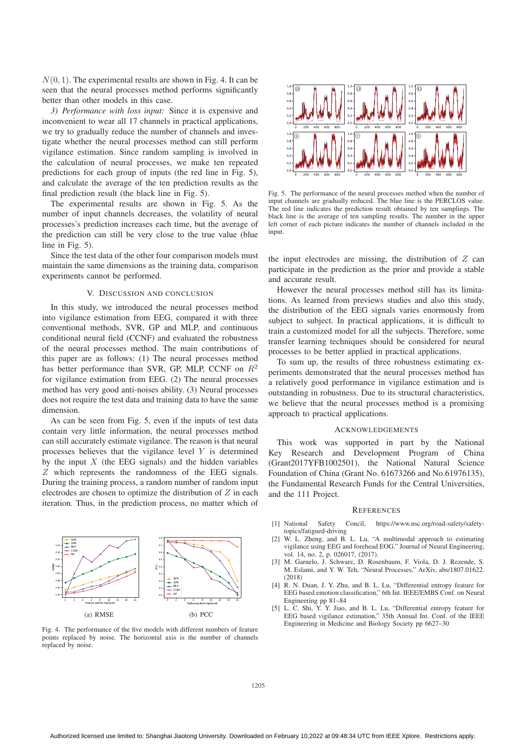$N(0, 1)$. The experimental results are shown in Fig. 4. It can be seen that the neural processes method performs significantly better than other models in this case.

*3) Performance with loss input:* Since it is expensive and inconvenient to wear all 17 channels in practical applications, we try to gradually reduce the number of channels and investigate whether the neural processes method can still perform vigilance estimation. Since random sampling is involved in the calculation of neural processes, we make ten repeated predictions for each group of inputs (the red line in Fig. 5), and calculate the average of the ten prediction results as the final prediction result (the black line in Fig. 5).

The experimental results are shown in Fig. 5. As the number of input channels decreases, the volatility of neural processes's prediction increases each time, but the average of the prediction can still be very close to the true value (blue line in Fig. 5).

Since the test data of the other four comparison models must maintain the same dimensions as the training data, comparison experiments cannot be performed.

## V. Discussion and Conclusion

In this study, we introduced the neural processes method into vigilance estimation from EEG, compared it with three conventional methods, SVR, GP and MLP, and continuous conditional neural field (CCNF) and evaluated the robustness of the neural processes method. The main contributions of this paper are as follows: (1) The neural processes method has better performance than SVR, GP, MLP, CCNF on $R^2$ for vigilance estimation from EEG. (2) The neural processes method has very good anti-noises ability. (3) Neural processes does not require the test data and training data to have the same dimension.

As can be seen from Fig. 5, even if the inputs of test data contain very little information, the neural processes method can still accurately estimate vigilance. The reason is that neural processes believes that the vigilance level $Y$ is determined by the input $X$ (the EEG signals) and the hidden variables $Z$ which represents the randomness of the EEG signals. During the training process, a random number of random input electrodes are chosen to optimize the distribution of $Z$ in each iteration. Thus, in the prediction process, no matter which of the input electrodes are missing, the distribution of $Z$ can participate in the prediction as the prior and provide a stable and accurate result.

However the neural processes method still has its limitations. As learned from previews studies and also this study, the distribution of the EEG signals varies enormously from subject to subject. In practical applications, it is difficult to train a customized model for all the subjects. Therefore, some transfer learning techniques should be considered for neural processes to be better applied in practical applications.

To sum up, the results of three robustness estimating experiments demonstrated that the neural processes method has a relatively good performance in vigilance estimation and is outstanding in robustness. Due to its structural characteristics, we believe that the neural processes method is a promising approach to practical applications.

(a) RMSE

(b) PCC

Fig. 4. The performance of the five models with different numbers of feature points replaced by noise. The horizontal axis is the number of channels replaced by noise.

Fig. 5. The performance of the neural processes method when the number of input channels are gradually reduced. The blue line is the PERCLOS value. The red line indicates the prediction result obtained by ten samplings. The black line is the average of ten sampling results. The number in the upper left corner of each picture indicates the number of channels included in the input.

## Acknowledgements

This work was supported in part by the National Key Research and Development Program of China (Grant2017YFB1002501), the National Natural Science Foundation of China (Grant No. 61673266 and No.61976135), the Fundamental Research Funds for the Central Universities, and the 111 Project.

## References

[1] National Safety Concil, https://www.nsc.org/road-safety/safety-topics/fatigued-driving

[2] W. L. Zheng, and B. L. Lu, "A multimodal approach to estimating vigilance using EEG and forehead EOG." Journal of Neural Engineering, vol. 14, no. 2, p. 026017, (2017).

[3] M. Garnelo, J. Schwarz, D. Rosenbaum, F. Viola, D. J. Rezende, S. M. Eslami, and Y. W. Teh, "Neural Processes," ArXiv, abs/1807.01622. (2018)

[4] R. N. Duan, J. Y. Zhu, and B. L. Lu, "Differential entropy feature for EEG based emotion classification," 6th Int. IEEE/EMBS Conf. on Neural Engineering pp 81–84

[5] L. C. Shi, Y. Y. Jiao, and B. L. Lu, "Differential entropy feature for EEG based vigilance estimation," 35th Annual Int. Conf. of the IEEE Engineering in Medicine and Biology Society pp 6627–30